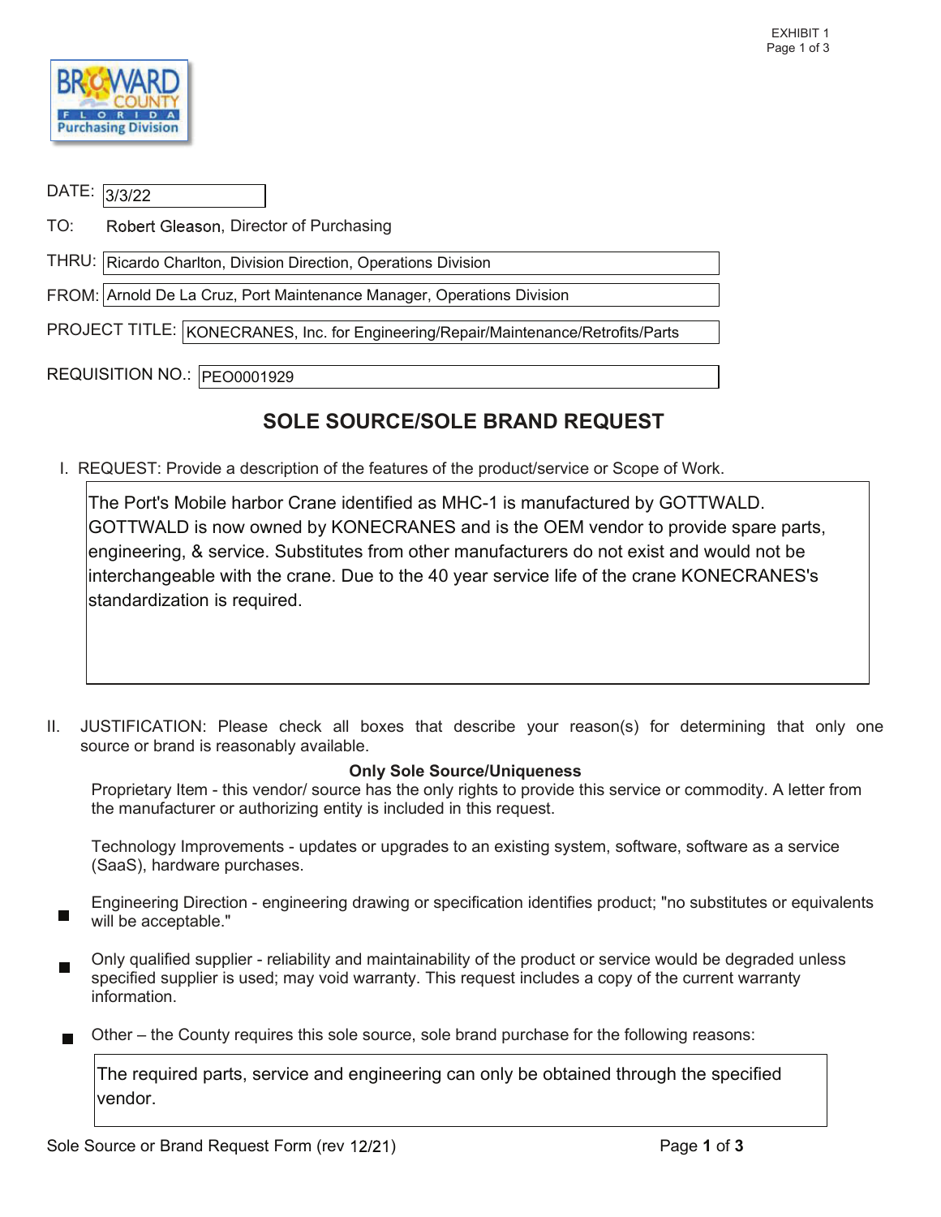EXHIBIT 1

DATE: 3/3/22

TO: Robert Gleason, Director of Purchasing

THRU: Ricardo Charlton, Division Direction, Operations Division

FROM: Arnold De La Cruz, Port Maintenance Manager, Operations Division

PROJECT TITLE: KONECRANES, Inc. for Engineering/Repair/Maintenance/Retrofits/Parts

REQUISITION NO.: PEO0001929

## SOLE SOURCE/SOLE BRAND REQUEST

I. REQUEST: Provide a description of the features of the product/service or Scope of Work.

The Port's Mobile harbor Crane identified as MHC-1 is manufactured by GOTTWALD. GOTTWALD is now owned by KONECRANES and is the OEM vendor to provide spare parts, engineering, & service. Substitutes from other manufacturers do not exist and would not be interchangeable with the crane. Due to the 40 year service life of the crane KONECRANES's standardization is required.

II. JUSTIFICATION: Please check all boxes that describe your reason(s) for determining that only one source or brand is reasonably available.

**Only Sole Source/Uniqueness**

- [ ] Proprietary Item - this vendor/ source has the only rights to provide this service or commodity. A letter from the manufacturer or authorizing entity is included in this request.
- [ ] Technology Improvements - updates or upgrades to an existing system, software, software as a service (SaaS), hardware purchases.
- [x] Engineering Direction - engineering drawing or specification identifies product; "no substitutes or equivalents will be acceptable."
- [x] Only qualified supplier - reliability and maintainability of the product or service would be degraded unless specified supplier is used; may void warranty. This request includes a copy of the current warranty information.
- [x] Other – the County requires this sole source, sole brand purchase for the following reasons:

The required parts, service and engineering can only be obtained through the specified vendor.

Sole Source or Brand Request Form (rev 12/21)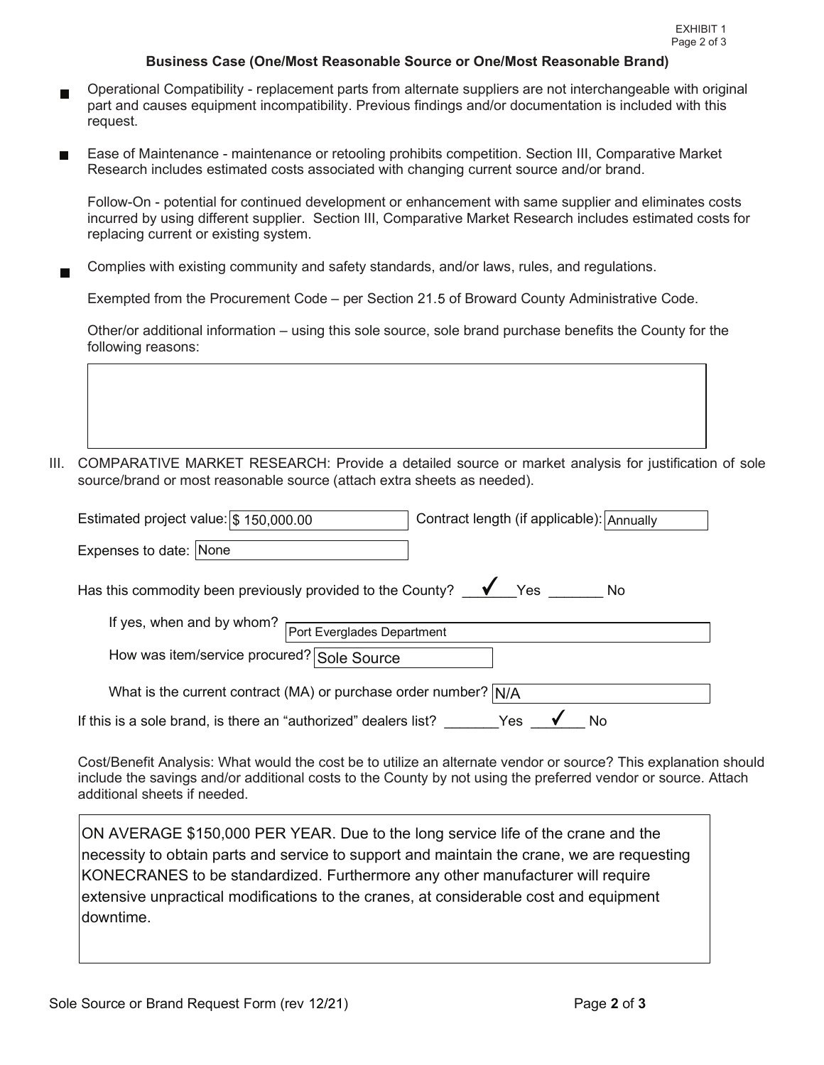### Business Case (One/Most Reasonable Source or One/Most Reasonable Brand)

- ■ Operational Compatibility - replacement parts from alternate suppliers are not interchangeable with original part and causes equipment incompatibility. Previous findings and/or documentation is included with this request.

- ■ Ease of Maintenance - maintenance or retooling prohibits competition. Section III, Comparative Market Research includes estimated costs associated with changing current source and/or brand.

  Follow-On - potential for continued development or enhancement with same supplier and eliminates costs incurred by using different supplier. Section III, Comparative Market Research includes estimated costs for replacing current or existing system.

- ■ Complies with existing community and safety standards, and/or laws, rules, and regulations.

  Exempted from the Procurement Code – per Section 21.5 of Broward County Administrative Code.

  Other/or additional information – using this sole source, sole brand purchase benefits the County for the following reasons:

III. COMPARATIVE MARKET RESEARCH: Provide a detailed source or market analysis for justification of sole source/brand or most reasonable source (attach extra sheets as needed).

Estimated project value: $ 150,000.00 Contract length (if applicable): Annually

Expenses to date: None

Has this commodity been previously provided to the County? ✓ Yes ___ No

If yes, when and by whom? Port Everglades Department

How was item/service procured? Sole Source

What is the current contract (MA) or purchase order number? N/A

If this is a sole brand, is there an "authorized" dealers list? ___ Yes ✓ No

Cost/Benefit Analysis: What would the cost be to utilize an alternate vendor or source? This explanation should include the savings and/or additional costs to the County by not using the preferred vendor or source. Attach additional sheets if needed.

ON AVERAGE $150,000 PER YEAR. Due to the long service life of the crane and the necessity to obtain parts and service to support and maintain the crane, we are requesting KONECRANES to be standardized. Furthermore any other manufacturer will require extensive unpractical modifications to the cranes, at considerable cost and equipment downtime.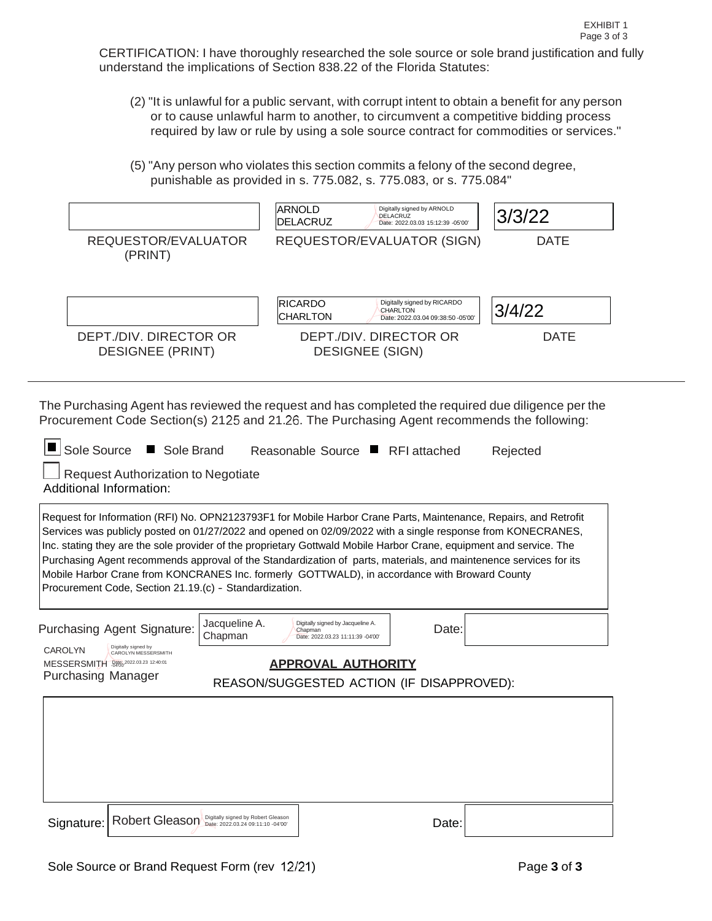EXHIBIT 1

CERTIFICATION: I have thoroughly researched the sole source or sole brand justification and fully understand the implications of Section 838.22 of the Florida Statutes:

(2) "It is unlawful for a public servant, with corrupt intent to obtain a benefit for any person or to cause unlawful harm to another, to circumvent a competitive bidding process required by law or rule by using a sole source contract for commodities or services."

(5) "Any person who violates this section commits a felony of the second degree, punishable as provided in s. 775.082, s. 775.083, or s. 775.084"

| | | |
|---|---|---|
| | ARNOLD DELACRUZ (Digitally signed by ARNOLD DELACRUZ Date: 2022.03.03 15:12:39 -05'00') | 3/3/22 |
| REQUESTOR/EVALUATOR (PRINT) | REQUESTOR/EVALUATOR (SIGN) | DATE |
| | RICARDO CHARLTON (Digitally signed by RICARDO CHARLTON Date: 2022.03.04 09:38:50 -05'00') | 3/4/22 |
| DEPT./DIV. DIRECTOR OR DESIGNEE (PRINT) | DEPT./DIV. DIRECTOR OR DESIGNEE (SIGN) | DATE |

---

The Purchasing Agent has reviewed the request and has completed the required due diligence per the Procurement Code Section(s) 2125 and 21.26. The Purchasing Agent recommends the following:

[x] Sole Source ■ Sole Brand  Reasonable Source ■ RFI attached  Rejected

[ ] Request Authorization to Negotiate

Additional Information:

Request for Information (RFI) No. OPN2123793F1 for Mobile Harbor Crane Parts, Maintenance, Repairs, and Retrofit Services was publicly posted on 01/27/2022 and opened on 02/09/2022 with a single response from KONECRANES, Inc. stating they are the sole provider of the proprietary Gottwald Mobile Harbor Crane, equipment and service. The Purchasing Agent recommends approval of the Standardization of parts, materials, and maintenence services for its Mobile Harbor Crane from KONCRANES Inc. formerly GOTTWALD), in accordance with Broward County Procurement Code, Section 21.19.(c) - Standardization.

Purchasing Agent Signature: Jacqueline A. Chapman (Digitally signed by Jacqueline A. Chapman Date: 2022.03.23 11:11:39 -04'00')  Date:

CAROLYN MESSERSMITH (Digitally signed by CAROLYN MESSERSMITH Date: 2022.03.23 12:40:01 -04'00')
Purchasing Manager

**APPROVAL AUTHORITY**

REASON/SUGGESTED ACTION (IF DISAPPROVED):

Signature: Robert Gleason (Digitally signed by Robert Gleason Date: 2022.03.24 09:11:10 -04'00')  Date:

Sole Source or Brand Request Form (rev 12/21)